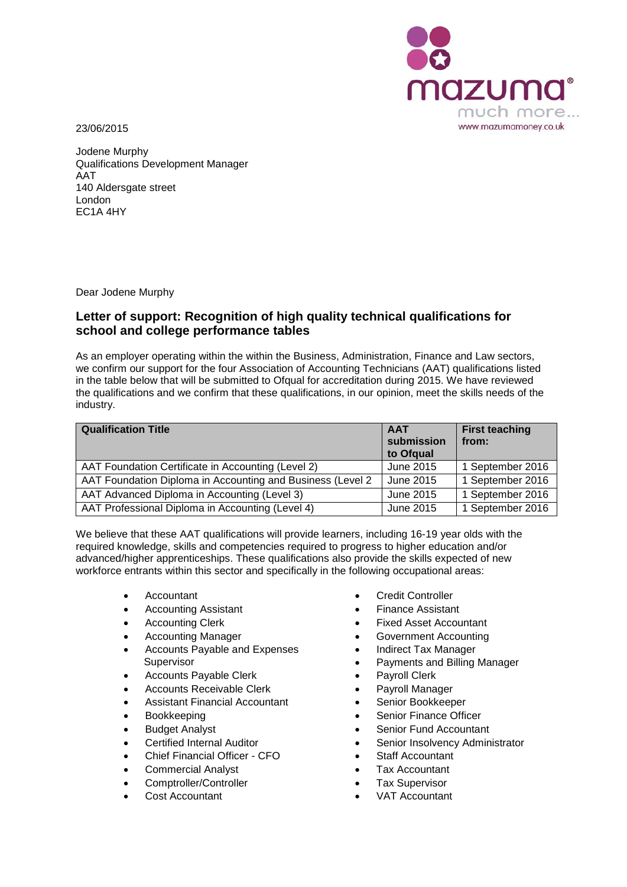mazuma®
much more...
www.mazumamoney.co.uk

23/06/2015

Jodene Murphy
Qualifications Development Manager
AAT
140 Aldersgate street
London
EC1A 4HY

Dear Jodene Murphy

## Letter of support: Recognition of high quality technical qualifications for school and college performance tables

As an employer operating within the within the Business, Administration, Finance and Law sectors, we confirm our support for the four Association of Accounting Technicians (AAT) qualifications listed in the table below that will be submitted to Ofqual for accreditation during 2015. We have reviewed the qualifications and we confirm that these qualifications, in our opinion, meet the skills needs of the industry.

| Qualification Title | AAT submission to Ofqual | First teaching from: |
|---|---|---|
| AAT Foundation Certificate in Accounting (Level 2) | June 2015 | 1 September 2016 |
| AAT Foundation Diploma in Accounting and Business (Level 2 | June 2015 | 1 September 2016 |
| AAT Advanced Diploma in Accounting (Level 3) | June 2015 | 1 September 2016 |
| AAT Professional Diploma in Accounting (Level 4) | June 2015 | 1 September 2016 |

We believe that these AAT qualifications will provide learners, including 16-19 year olds with the required knowledge, skills and competencies required to progress to higher education and/or advanced/higher apprenticeships. These qualifications also provide the skills expected of new workforce entrants within this sector and specifically in the following occupational areas:

- Accountant
- Accounting Assistant
- Accounting Clerk
- Accounting Manager
- Accounts Payable and Expenses Supervisor
- Accounts Payable Clerk
- Accounts Receivable Clerk
- Assistant Financial Accountant
- Bookkeeping
- Budget Analyst
- Certified Internal Auditor
- Chief Financial Officer - CFO
- Commercial Analyst
- Comptroller/Controller
- Cost Accountant
- Credit Controller
- Finance Assistant
- Fixed Asset Accountant
- Government Accounting
- Indirect Tax Manager
- Payments and Billing Manager
- Payroll Clerk
- Payroll Manager
- Senior Bookkeeper
- Senior Finance Officer
- Senior Fund Accountant
- Senior Insolvency Administrator
- Staff Accountant
- Tax Accountant
- Tax Supervisor
- VAT Accountant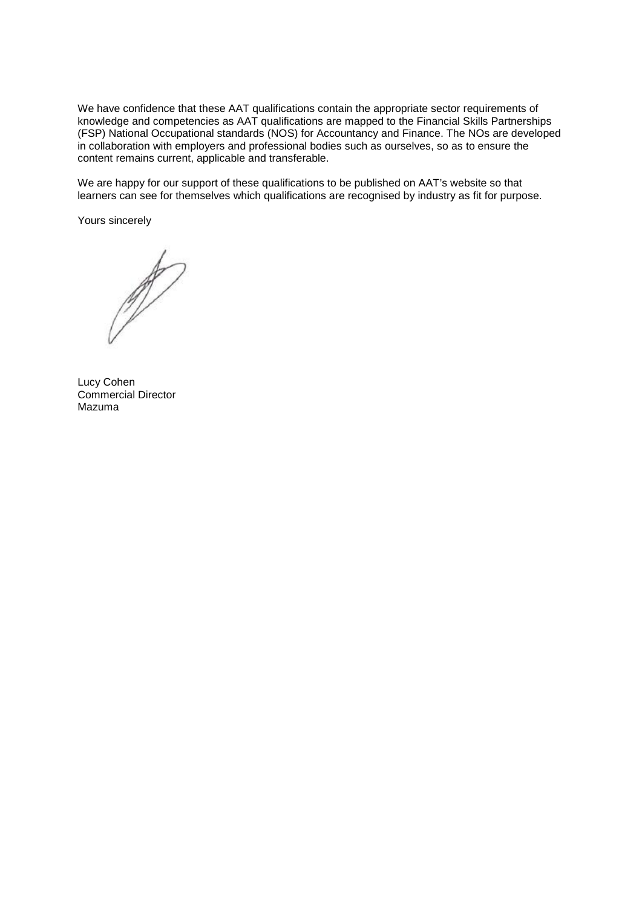We have confidence that these AAT qualifications contain the appropriate sector requirements of knowledge and competencies as AAT qualifications are mapped to the Financial Skills Partnerships (FSP) National Occupational standards (NOS) for Accountancy and Finance. The NOs are developed in collaboration with employers and professional bodies such as ourselves, so as to ensure the content remains current, applicable and transferable.

We are happy for our support of these qualifications to be published on AAT's website so that learners can see for themselves which qualifications are recognised by industry as fit for purpose.

Yours sincerely

Lucy Cohen
Commercial Director
Mazuma